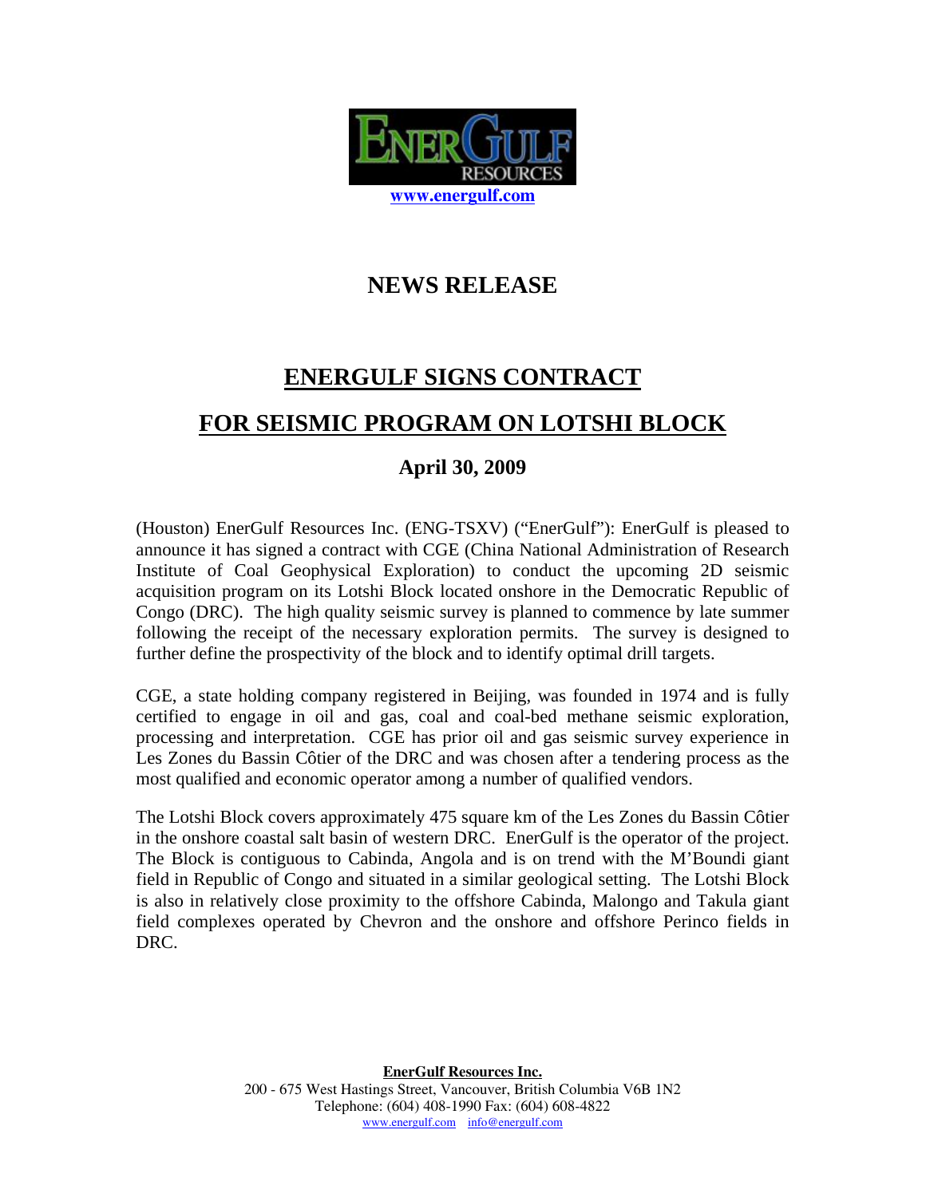ENERGULF RESOURCES

www.energulf.com

# NEWS RELEASE

## ENERGULF SIGNS CONTRACT

## FOR SEISMIC PROGRAM ON LOTSHI BLOCK

### April 30, 2009

(Houston) EnerGulf Resources Inc. (ENG-TSXV) ("EnerGulf"): EnerGulf is pleased to announce it has signed a contract with CGE (China National Administration of Research Institute of Coal Geophysical Exploration) to conduct the upcoming 2D seismic acquisition program on its Lotshi Block located onshore in the Democratic Republic of Congo (DRC). The high quality seismic survey is planned to commence by late summer following the receipt of the necessary exploration permits. The survey is designed to further define the prospectivity of the block and to identify optimal drill targets.

CGE, a state holding company registered in Beijing, was founded in 1974 and is fully certified to engage in oil and gas, coal and coal-bed methane seismic exploration, processing and interpretation. CGE has prior oil and gas seismic survey experience in Les Zones du Bassin Côtier of the DRC and was chosen after a tendering process as the most qualified and economic operator among a number of qualified vendors.

The Lotshi Block covers approximately 475 square km of the Les Zones du Bassin Côtier in the onshore coastal salt basin of western DRC. EnerGulf is the operator of the project. The Block is contiguous to Cabinda, Angola and is on trend with the M'Boundi giant field in Republic of Congo and situated in a similar geological setting. The Lotshi Block is also in relatively close proximity to the offshore Cabinda, Malongo and Takula giant field complexes operated by Chevron and the onshore and offshore Perinco fields in DRC.

**EnerGulf Resources Inc.**
200 - 675 West Hastings Street, Vancouver, British Columbia V6B 1N2
Telephone: (604) 408-1990 Fax: (604) 608-4822
www.energulf.com info@energulf.com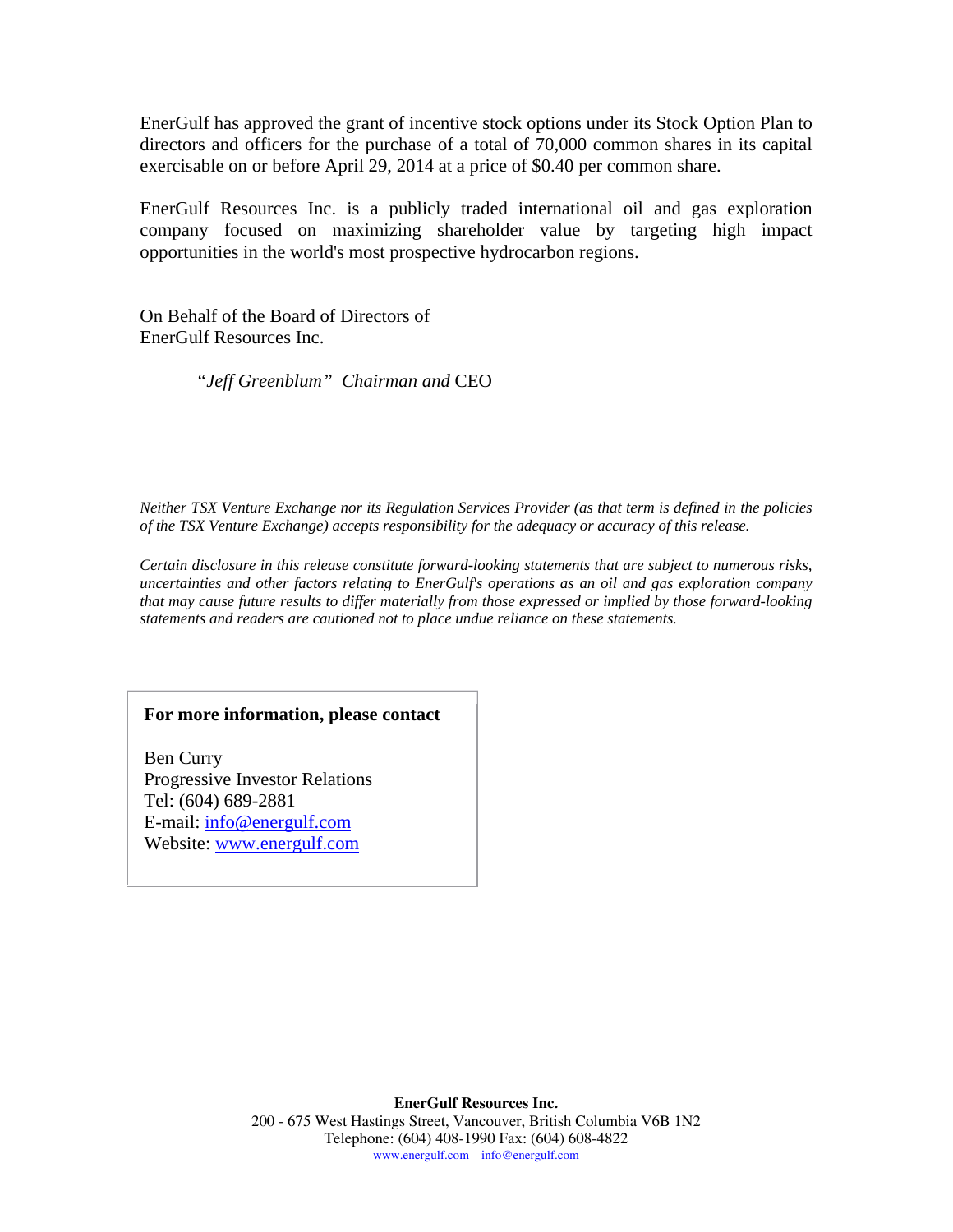EnerGulf has approved the grant of incentive stock options under its Stock Option Plan to directors and officers for the purchase of a total of 70,000 common shares in its capital exercisable on or before April 29, 2014 at a price of $0.40 per common share.

EnerGulf Resources Inc. is a publicly traded international oil and gas exploration company focused on maximizing shareholder value by targeting high impact opportunities in the world's most prospective hydrocarbon regions.

On Behalf of the Board of Directors of
EnerGulf Resources Inc.

*"Jeff Greenblum" Chairman and* CEO

*Neither TSX Venture Exchange nor its Regulation Services Provider (as that term is defined in the policies of the TSX Venture Exchange) accepts responsibility for the adequacy or accuracy of this release.*

*Certain disclosure in this release constitute forward-looking statements that are subject to numerous risks, uncertainties and other factors relating to EnerGulf's operations as an oil and gas exploration company that may cause future results to differ materially from those expressed or implied by those forward-looking statements and readers are cautioned not to place undue reliance on these statements.*

**For more information, please contact**

Ben Curry
Progressive Investor Relations
Tel: (604) 689-2881
E-mail: info@energulf.com
Website: www.energulf.com

**EnerGulf Resources Inc.**
200 - 675 West Hastings Street, Vancouver, British Columbia V6B 1N2
Telephone: (604) 408-1990 Fax: (604) 608-4822
www.energulf.com info@energulf.com